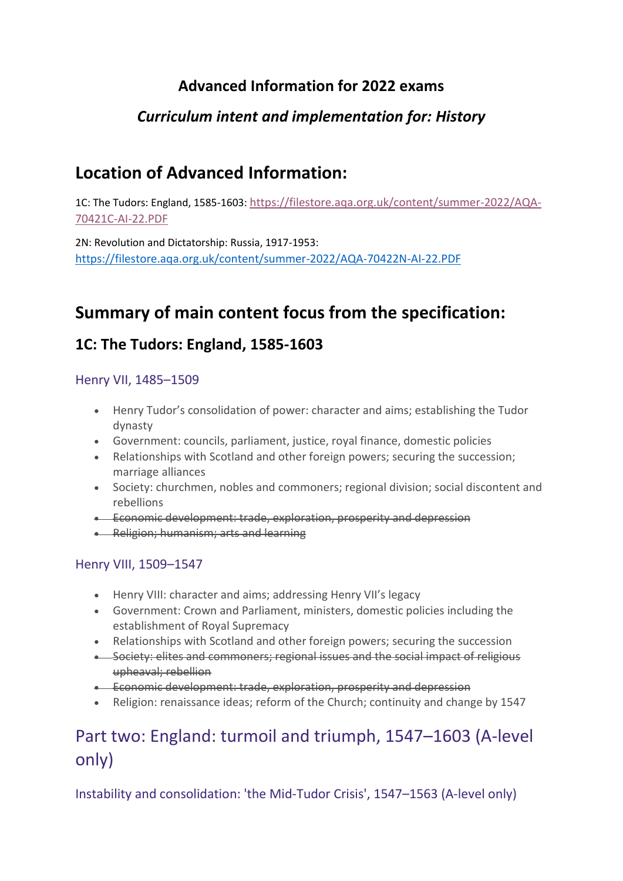**Advanced Information for 2022 exams**

***Curriculum intent and implementation for: History***

## Location of Advanced Information:

1C: The Tudors: England, 1585-1603: [https://filestore.aqa.org.uk/content/summer-2022/AQA-70421C-AI-22.PDF](https://filestore.aqa.org.uk/content/summer-2022/AQA-70421C-AI-22.PDF)

2N: Revolution and Dictatorship: Russia, 1917-1953: [https://filestore.aqa.org.uk/content/summer-2022/AQA-70422N-AI-22.PDF](https://filestore.aqa.org.uk/content/summer-2022/AQA-70422N-AI-22.PDF)

## Summary of main content focus from the specification:

### 1C: The Tudors: England, 1585-1603

#### Henry VII, 1485–1509

- Henry Tudor's consolidation of power: character and aims; establishing the Tudor dynasty
- Government: councils, parliament, justice, royal finance, domestic policies
- Relationships with Scotland and other foreign powers; securing the succession; marriage alliances
- Society: churchmen, nobles and commoners; regional division; social discontent and rebellions
- ~~Economic development: trade, exploration, prosperity and depression~~
- ~~Religion; humanism; arts and learning~~

#### Henry VIII, 1509–1547

- Henry VIII: character and aims; addressing Henry VII's legacy
- Government: Crown and Parliament, ministers, domestic policies including the establishment of Royal Supremacy
- Relationships with Scotland and other foreign powers; securing the succession
- ~~Society: elites and commoners; regional issues and the social impact of religious upheaval; rebellion~~
- ~~Economic development: trade, exploration, prosperity and depression~~
- Religion: renaissance ideas; reform of the Church; continuity and change by 1547

## Part two: England: turmoil and triumph, 1547–1603 (A-level only)

#### Instability and consolidation: 'the Mid-Tudor Crisis', 1547–1563 (A-level only)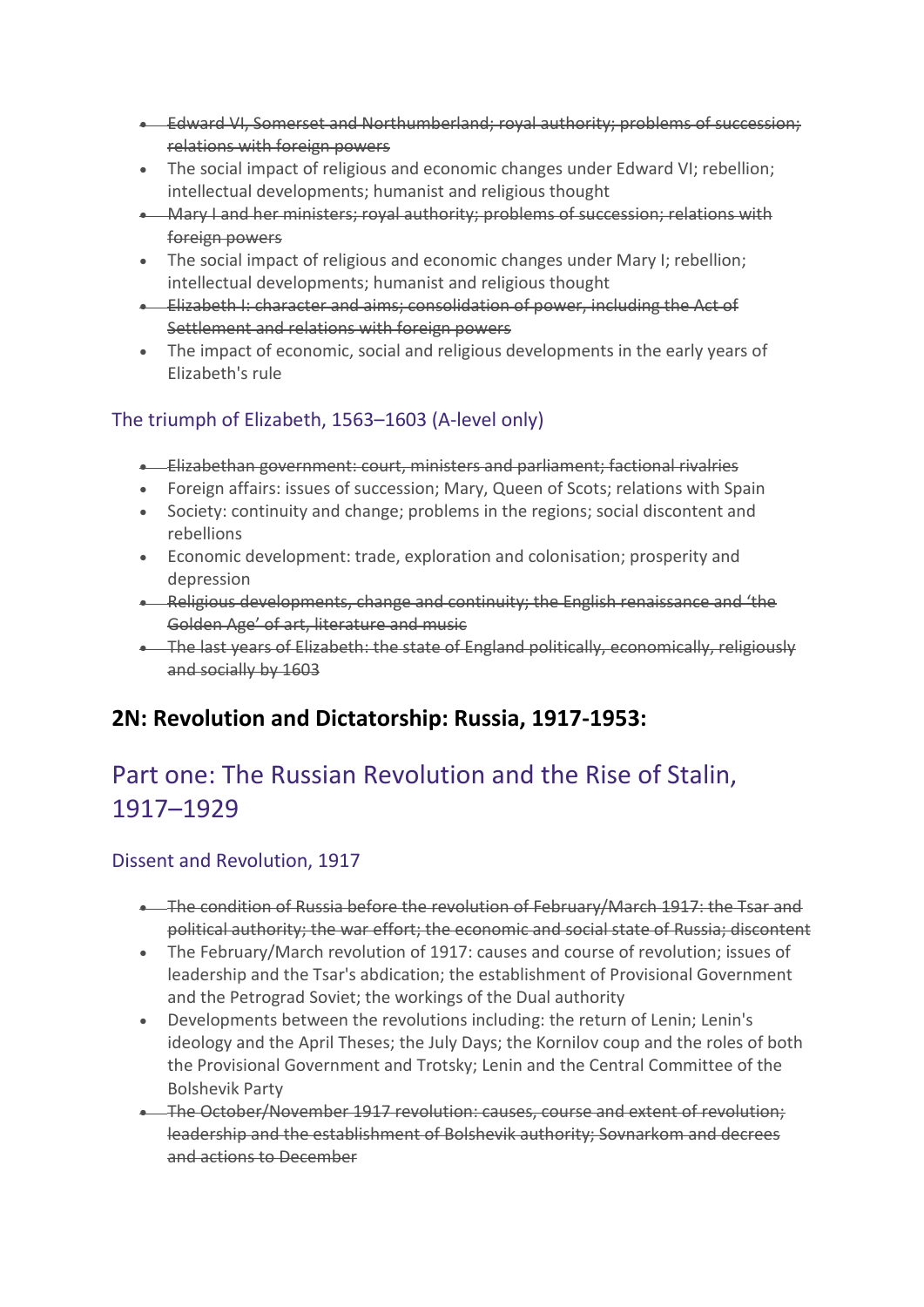- ~~Edward VI, Somerset and Northumberland; royal authority; problems of succession; relations with foreign powers~~
- The social impact of religious and economic changes under Edward VI; rebellion; intellectual developments; humanist and religious thought
- ~~Mary I and her ministers; royal authority; problems of succession; relations with foreign powers~~
- The social impact of religious and economic changes under Mary I; rebellion; intellectual developments; humanist and religious thought
- ~~Elizabeth I: character and aims; consolidation of power, including the Act of Settlement and relations with foreign powers~~
- The impact of economic, social and religious developments in the early years of Elizabeth's rule

### The triumph of Elizabeth, 1563–1603 (A-level only)

- ~~Elizabethan government: court, ministers and parliament; factional rivalries~~
- Foreign affairs: issues of succession; Mary, Queen of Scots; relations with Spain
- Society: continuity and change; problems in the regions; social discontent and rebellions
- Economic development: trade, exploration and colonisation; prosperity and depression
- ~~Religious developments, change and continuity; the English renaissance and 'the Golden Age' of art, literature and music~~
- ~~The last years of Elizabeth: the state of England politically, economically, religiously and socially by 1603~~

## 2N: Revolution and Dictatorship: Russia, 1917-1953:

# Part one: The Russian Revolution and the Rise of Stalin, 1917–1929

### Dissent and Revolution, 1917

- ~~The condition of Russia before the revolution of February/March 1917: the Tsar and political authority; the war effort; the economic and social state of Russia; discontent~~
- The February/March revolution of 1917: causes and course of revolution; issues of leadership and the Tsar's abdication; the establishment of Provisional Government and the Petrograd Soviet; the workings of the Dual authority
- Developments between the revolutions including: the return of Lenin; Lenin's ideology and the April Theses; the July Days; the Kornilov coup and the roles of both the Provisional Government and Trotsky; Lenin and the Central Committee of the Bolshevik Party
- ~~The October/November 1917 revolution: causes, course and extent of revolution; leadership and the establishment of Bolshevik authority; Sovnarkom and decrees and actions to December~~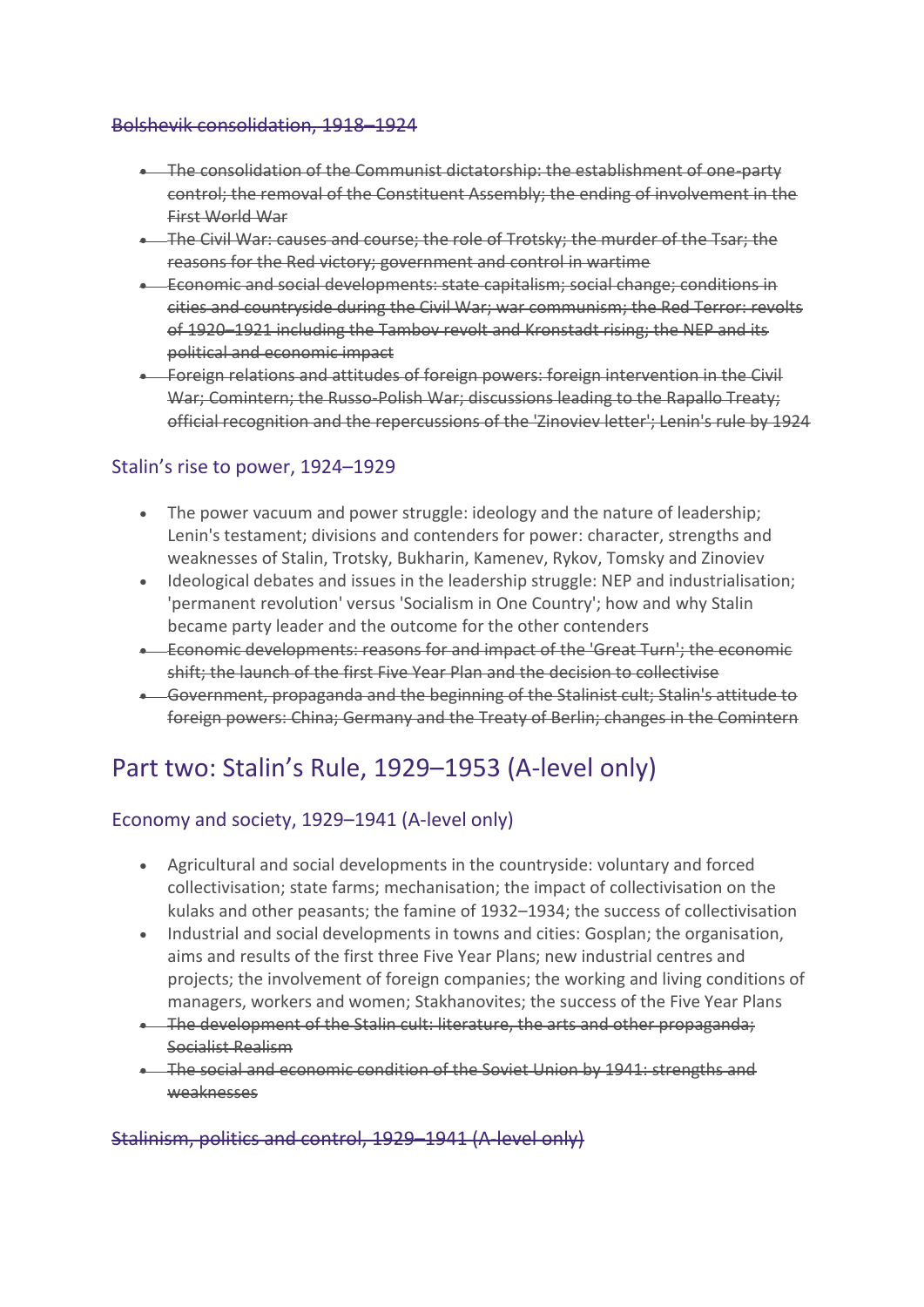~~Bolshevik consolidation, 1918–1924~~

- ~~The consolidation of the Communist dictatorship: the establishment of one-party control; the removal of the Constituent Assembly; the ending of involvement in the First World War~~
- ~~The Civil War: causes and course; the role of Trotsky; the murder of the Tsar; the reasons for the Red victory; government and control in wartime~~
- ~~Economic and social developments: state capitalism; social change; conditions in cities and countryside during the Civil War; war communism; the Red Terror: revolts of 1920–1921 including the Tambov revolt and Kronstadt rising; the NEP and its political and economic impact~~
- ~~Foreign relations and attitudes of foreign powers: foreign intervention in the Civil War; Comintern; the Russo-Polish War; discussions leading to the Rapallo Treaty; official recognition and the repercussions of the 'Zinoviev letter'; Lenin's rule by 1924~~

### Stalin's rise to power, 1924–1929

- The power vacuum and power struggle: ideology and the nature of leadership; Lenin's testament; divisions and contenders for power: character, strengths and weaknesses of Stalin, Trotsky, Bukharin, Kamenev, Rykov, Tomsky and Zinoviev
- Ideological debates and issues in the leadership struggle: NEP and industrialisation; 'permanent revolution' versus 'Socialism in One Country'; how and why Stalin became party leader and the outcome for the other contenders
- ~~Economic developments: reasons for and impact of the 'Great Turn'; the economic shift; the launch of the first Five Year Plan and the decision to collectivise~~
- ~~Government, propaganda and the beginning of the Stalinist cult; Stalin's attitude to foreign powers: China; Germany and the Treaty of Berlin; changes in the Comintern~~

## Part two: Stalin's Rule, 1929–1953 (A-level only)

### Economy and society, 1929–1941 (A-level only)

- Agricultural and social developments in the countryside: voluntary and forced collectivisation; state farms; mechanisation; the impact of collectivisation on the kulaks and other peasants; the famine of 1932–1934; the success of collectivisation
- Industrial and social developments in towns and cities: Gosplan; the organisation, aims and results of the first three Five Year Plans; new industrial centres and projects; the involvement of foreign companies; the working and living conditions of managers, workers and women; Stakhanovites; the success of the Five Year Plans
- ~~The development of the Stalin cult: literature, the arts and other propaganda; Socialist Realism~~
- ~~The social and economic condition of the Soviet Union by 1941: strengths and weaknesses~~

~~Stalinism, politics and control, 1929–1941 (A-level only)~~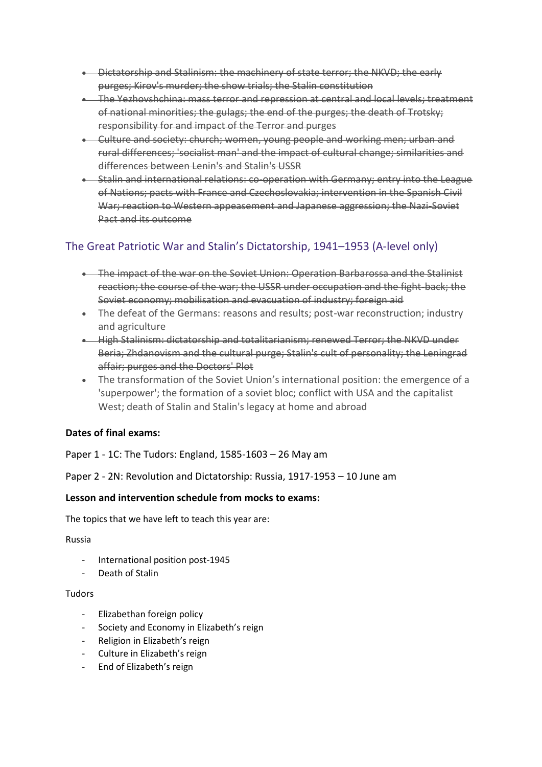- ~~Dictatorship and Stalinism: the machinery of state terror; the NKVD; the early purges; Kirov's murder; the show trials; the Stalin constitution~~
- ~~The Yezhovshchina: mass terror and repression at central and local levels; treatment of national minorities; the gulags; the end of the purges; the death of Trotsky; responsibility for and impact of the Terror and purges~~
- ~~Culture and society: church; women, young people and working men; urban and rural differences; 'socialist man' and the impact of cultural change; similarities and differences between Lenin's and Stalin's USSR~~
- ~~Stalin and international relations: co-operation with Germany; entry into the League of Nations; pacts with France and Czechoslovakia; intervention in the Spanish Civil War; reaction to Western appeasement and Japanese aggression; the Nazi-Soviet Pact and its outcome~~

## The Great Patriotic War and Stalin's Dictatorship, 1941–1953 (A-level only)

- ~~The impact of the war on the Soviet Union: Operation Barbarossa and the Stalinist reaction; the course of the war; the USSR under occupation and the fight-back; the Soviet economy; mobilisation and evacuation of industry; foreign aid~~
- The defeat of the Germans: reasons and results; post-war reconstruction; industry and agriculture
- ~~High Stalinism: dictatorship and totalitarianism; renewed Terror; the NKVD under Beria; Zhdanovism and the cultural purge; Stalin's cult of personality; the Leningrad affair; purges and the Doctors' Plot~~
- The transformation of the Soviet Union's international position: the emergence of a 'superpower'; the formation of a soviet bloc; conflict with USA and the capitalist West; death of Stalin and Stalin's legacy at home and abroad

**Dates of final exams:**

Paper 1 - 1C: The Tudors: England, 1585-1603 – 26 May am

Paper 2 - 2N: Revolution and Dictatorship: Russia, 1917-1953 – 10 June am

**Lesson and intervention schedule from mocks to exams:**

The topics that we have left to teach this year are:

Russia

- International position post-1945
- Death of Stalin

Tudors

- Elizabethan foreign policy
- Society and Economy in Elizabeth's reign
- Religion in Elizabeth's reign
- Culture in Elizabeth's reign
- End of Elizabeth's reign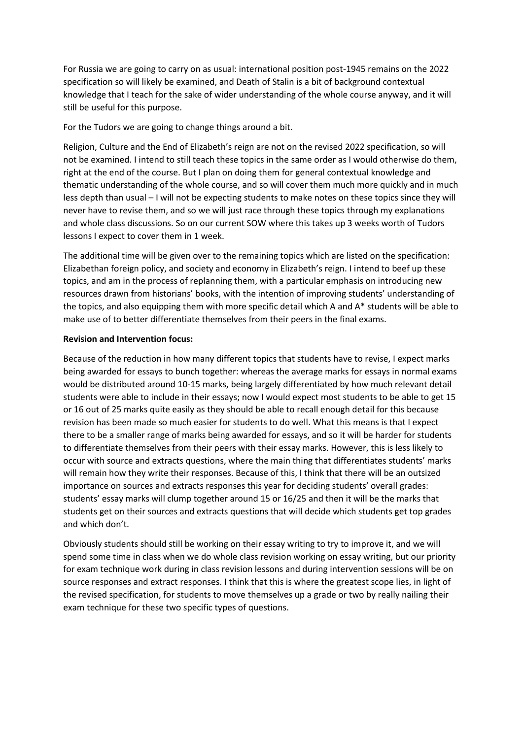For Russia we are going to carry on as usual: international position post-1945 remains on the 2022 specification so will likely be examined, and Death of Stalin is a bit of background contextual knowledge that I teach for the sake of wider understanding of the whole course anyway, and it will still be useful for this purpose.

For the Tudors we are going to change things around a bit.

Religion, Culture and the End of Elizabeth's reign are not on the revised 2022 specification, so will not be examined. I intend to still teach these topics in the same order as I would otherwise do them, right at the end of the course. But I plan on doing them for general contextual knowledge and thematic understanding of the whole course, and so will cover them much more quickly and in much less depth than usual – I will not be expecting students to make notes on these topics since they will never have to revise them, and so we will just race through these topics through my explanations and whole class discussions. So on our current SOW where this takes up 3 weeks worth of Tudors lessons I expect to cover them in 1 week.

The additional time will be given over to the remaining topics which are listed on the specification: Elizabethan foreign policy, and society and economy in Elizabeth's reign. I intend to beef up these topics, and am in the process of replanning them, with a particular emphasis on introducing new resources drawn from historians' books, with the intention of improving students' understanding of the topics, and also equipping them with more specific detail which A and A* students will be able to make use of to better differentiate themselves from their peers in the final exams.

**Revision and Intervention focus:**

Because of the reduction in how many different topics that students have to revise, I expect marks being awarded for essays to bunch together: whereas the average marks for essays in normal exams would be distributed around 10-15 marks, being largely differentiated by how much relevant detail students were able to include in their essays; now I would expect most students to be able to get 15 or 16 out of 25 marks quite easily as they should be able to recall enough detail for this because revision has been made so much easier for students to do well. What this means is that I expect there to be a smaller range of marks being awarded for essays, and so it will be harder for students to differentiate themselves from their peers with their essay marks. However, this is less likely to occur with source and extracts questions, where the main thing that differentiates students' marks will remain how they write their responses. Because of this, I think that there will be an outsized importance on sources and extracts responses this year for deciding students' overall grades: students' essay marks will clump together around 15 or 16/25 and then it will be the marks that students get on their sources and extracts questions that will decide which students get top grades and which don't.

Obviously students should still be working on their essay writing to try to improve it, and we will spend some time in class when we do whole class revision working on essay writing, but our priority for exam technique work during in class revision lessons and during intervention sessions will be on source responses and extract responses. I think that this is where the greatest scope lies, in light of the revised specification, for students to move themselves up a grade or two by really nailing their exam technique for these two specific types of questions.